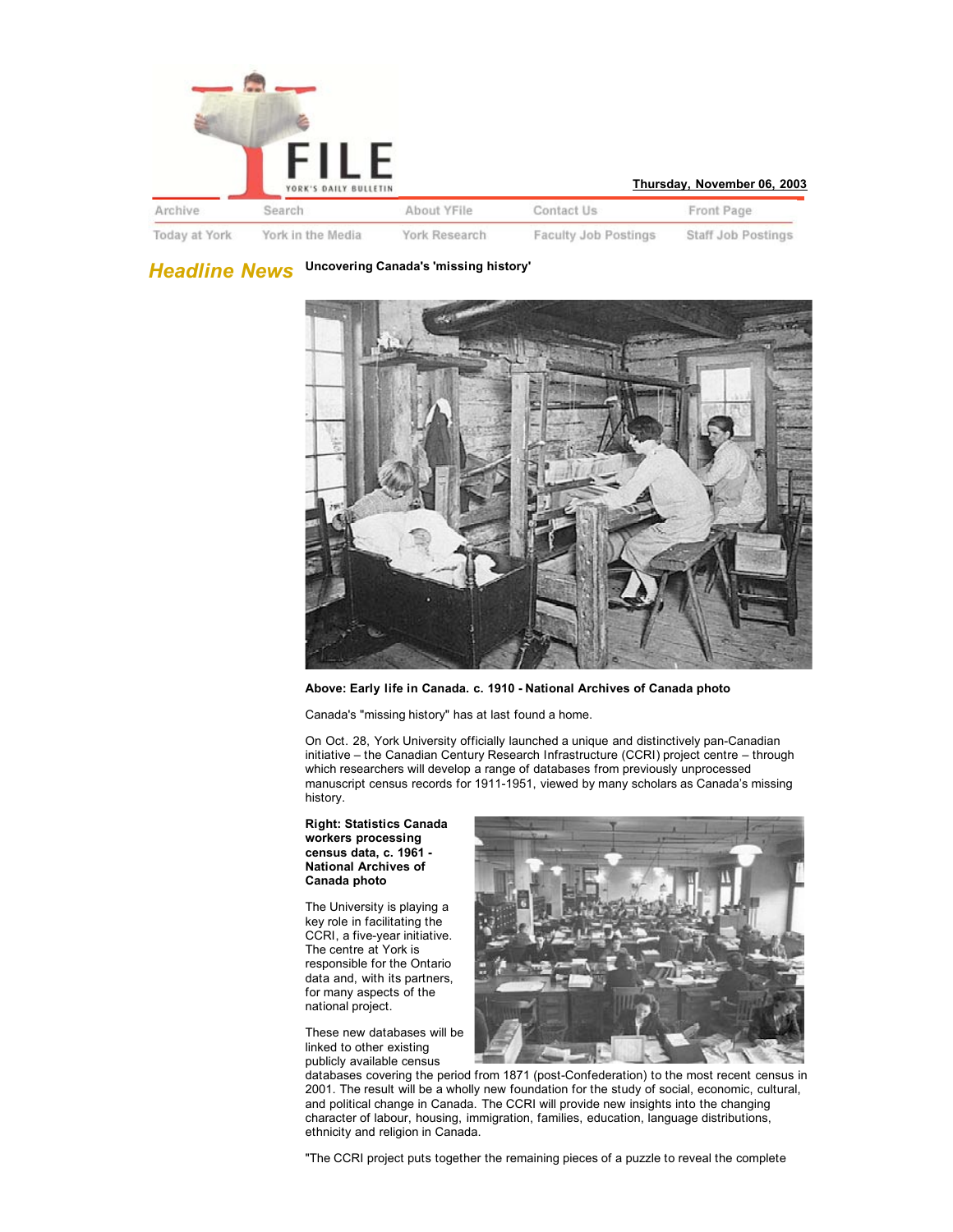YFILE YORK'S DAILY BULLETIN

**Thursday, November 06, 2003**

Archive | Search | About YFile | Contact Us | Front Page
Today at York | York in the Media | York Research | Faculty Job Postings | Staff Job Postings

## Headline News

### Uncovering Canada's 'missing history'

**Above: Early life in Canada. c. 1910 - National Archives of Canada photo**

Canada's "missing history" has at last found a home.

On Oct. 28, York University officially launched a unique and distinctively pan-Canadian initiative – the Canadian Century Research Infrastructure (CCRI) project centre – through which researchers will develop a range of databases from previously unprocessed manuscript census records for 1911-1951, viewed by many scholars as Canada's missing history.

**Right: Statistics Canada workers processing census data, c. 1961 - National Archives of Canada photo**

The University is playing a key role in facilitating the CCRI, a five-year initiative. The centre at York is responsible for the Ontario data and, with its partners, for many aspects of the national project.

These new databases will be linked to other existing publicly available census databases covering the period from 1871 (post-Confederation) to the most recent census in 2001. The result will be a wholly new foundation for the study of social, economic, cultural, and political change in Canada. The CCRI will provide new insights into the changing character of labour, housing, immigration, families, education, language distributions, ethnicity and religion in Canada.

"The CCRI project puts together the remaining pieces of a puzzle to reveal the complete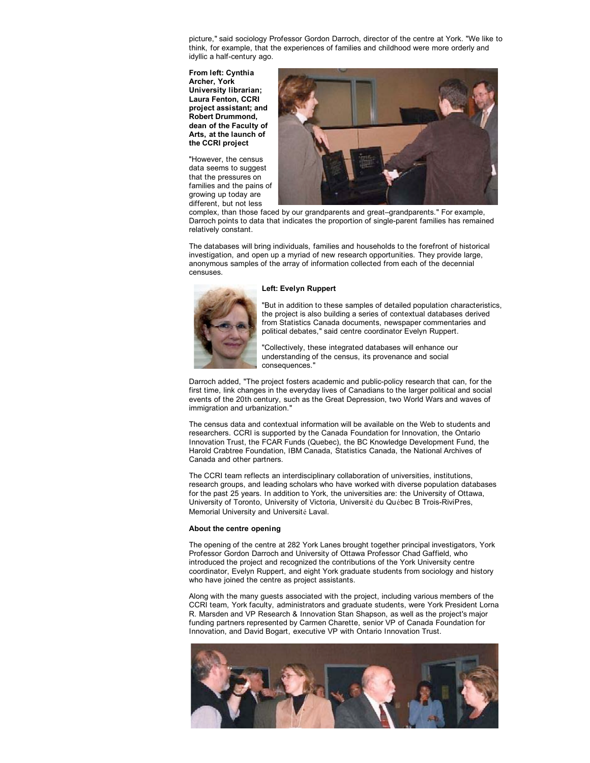picture," said sociology Professor Gordon Darroch, director of the centre at York. "We like to think, for example, that the experiences of families and childhood were more orderly and idyllic a half-century ago.

**From left: Cynthia Archer, York University librarian; Laura Fenton, CCRI project assistant; and Robert Drummond, dean of the Faculty of Arts, at the launch of the CCRI project**

"However, the census data seems to suggest that the pressures on families and the pains of growing up today are different, but not less complex, than those faced by our grandparents and great–grandparents." For example, Darroch points to data that indicates the proportion of single-parent families has remained relatively constant.

The databases will bring individuals, families and households to the forefront of historical investigation, and open up a myriad of new research opportunities. They provide large, anonymous samples of the array of information collected from each of the decennial censuses.

**Left: Evelyn Ruppert**

"But in addition to these samples of detailed population characteristics, the project is also building a series of contextual databases derived from Statistics Canada documents, newspaper commentaries and political debates," said centre coordinator Evelyn Ruppert.

"Collectively, these integrated databases will enhance our understanding of the census, its provenance and social consequences."

Darroch added, "The project fosters academic and public-policy research that can, for the first time, link changes in the everyday lives of Canadians to the larger political and social events of the 20th century, such as the Great Depression, two World Wars and waves of immigration and urbanization."

The census data and contextual information will be available on the Web to students and researchers. CCRI is supported by the Canada Foundation for Innovation, the Ontario Innovation Trust, the FCAR Funds (Quebec), the BC Knowledge Development Fund, the Harold Crabtree Foundation, IBM Canada, Statistics Canada, the National Archives of Canada and other partners.

The CCRI team reflects an interdisciplinary collaboration of universities, institutions, research groups, and leading scholars who have worked with diverse population databases for the past 25 years. In addition to York, the universities are: the University of Ottawa, University of Toronto, University of Victoria, Université du Québec B Trois-RiviPres, Memorial University and Université Laval.

**About the centre opening**

The opening of the centre at 282 York Lanes brought together principal investigators, York Professor Gordon Darroch and University of Ottawa Professor Chad Gaffield, who introduced the project and recognized the contributions of the York University centre coordinator, Evelyn Ruppert, and eight York graduate students from sociology and history who have joined the centre as project assistants.

Along with the many guests associated with the project, including various members of the CCRI team, York faculty, administrators and graduate students, were York President Lorna R. Marsden and VP Research & Innovation Stan Shapson, as well as the project's major funding partners represented by Carmen Charette, senior VP of Canada Foundation for Innovation, and David Bogart, executive VP with Ontario Innovation Trust.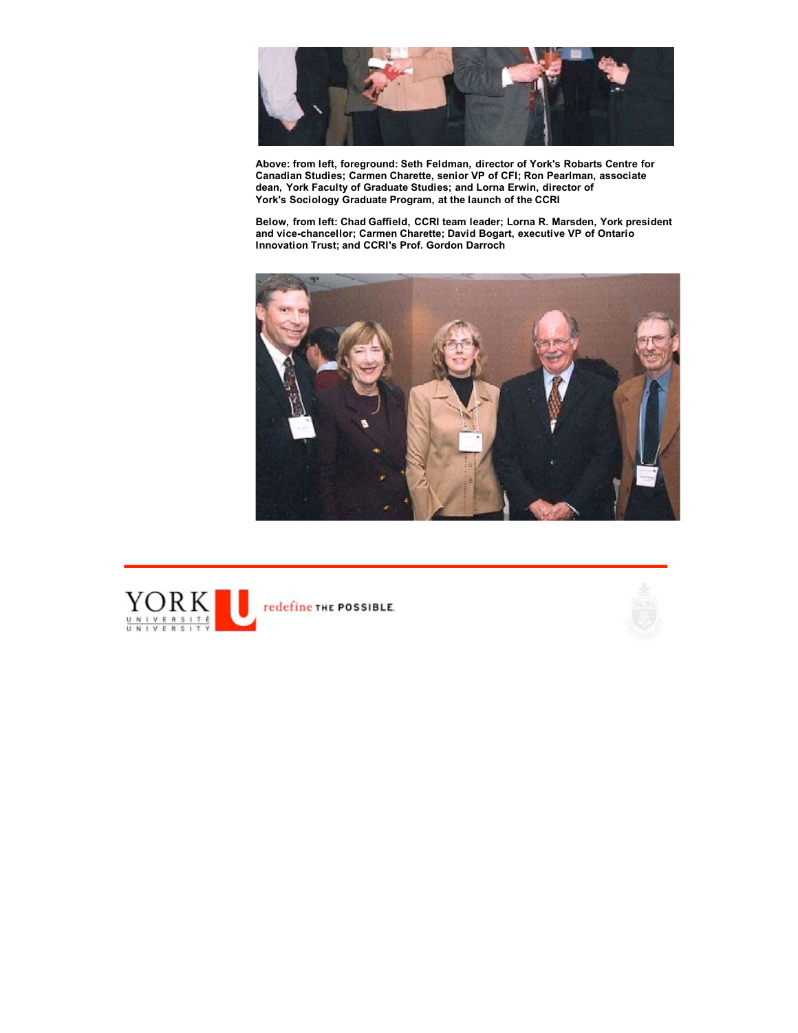Above: from left, foreground: Seth Feldman, director of York's Robarts Centre for Canadian Studies; Carmen Charette, senior VP of CFI; Ron Pearlman, associate dean, York Faculty of Graduate Studies; and Lorna Erwin, director of York's Sociology Graduate Program, at the launch of the CCRI

Below, from left: Chad Gaffield, CCRI team leader; Lorna R. Marsden, York president and vice-chancellor; Carmen Charette; David Bogart, executive VP of Ontario Innovation Trust; and CCRI's Prof. Gordon Darroch